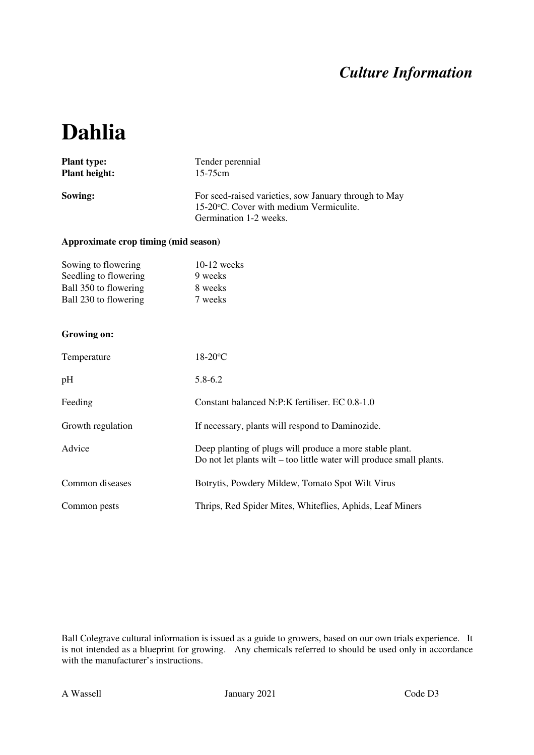*Culture Information*

# Dahlia

**Plant type:** Tender perennial
**Plant height:** 15-75cm

**Sowing:** For seed-raised varieties, sow January through to May 15-20°C. Cover with medium Vermiculite. Germination 1-2 weeks.

**Approximate crop timing (mid season)**

| | |
|---|---|
| Sowing to flowering | 10-12 weeks |
| Seedling to flowering | 9 weeks |
| Ball 350 to flowering | 8 weeks |
| Ball 230 to flowering | 7 weeks |

**Growing on:**

| | |
|---|---|
| Temperature | 18-20°C |
| pH | 5.8-6.2 |
| Feeding | Constant balanced N:P:K fertiliser. EC 0.8-1.0 |
| Growth regulation | If necessary, plants will respond to Daminozide. |
| Advice | Deep planting of plugs will produce a more stable plant. Do not let plants wilt – too little water will produce small plants. |
| Common diseases | Botrytis, Powdery Mildew, Tomato Spot Wilt Virus |
| Common pests | Thrips, Red Spider Mites, Whiteflies, Aphids, Leaf Miners |

Ball Colegrave cultural information is issued as a guide to growers, based on our own trials experience. It is not intended as a blueprint for growing. Any chemicals referred to should be used only in accordance with the manufacturer's instructions.

A Wassell January 2021 Code D3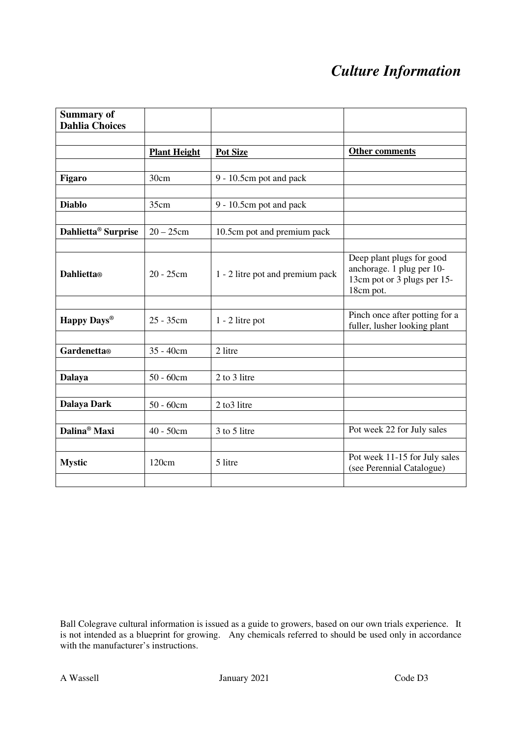## *Culture Information*

| Summary of Dahlia Choices | | | |
|---|---|---|---|
| | **Plant Height** | **Pot Size** | **Other comments** |
| **Figaro** | 30cm | 9 - 10.5cm pot and pack | |
| **Diablo** | 35cm | 9 - 10.5cm pot and pack | |
| **Dahlietta® Surprise** | 20 – 25cm | 10.5cm pot and premium pack | |
| **Dahlietta®** | 20 - 25cm | 1 - 2 litre pot and premium pack | Deep plant plugs for good anchorage. 1 plug per 10-13cm pot or 3 plugs per 15-18cm pot. |
| **Happy Days®** | 25 - 35cm | 1 - 2 litre pot | Pinch once after potting for a fuller, lusher looking plant |
| **Gardenetta®** | 35 - 40cm | 2 litre | |
| **Dalaya** | 50 - 60cm | 2 to 3 litre | |
| **Dalaya Dark** | 50 - 60cm | 2 to3 litre | |
| **Dalina® Maxi** | 40 - 50cm | 3 to 5 litre | Pot week 22 for July sales |
| **Mystic** | 120cm | 5 litre | Pot week 11-15 for July sales (see Perennial Catalogue) |

Ball Colegrave cultural information is issued as a guide to growers, based on our own trials experience. It is not intended as a blueprint for growing. Any chemicals referred to should be used only in accordance with the manufacturer's instructions.

A Wassell January 2021 Code D3